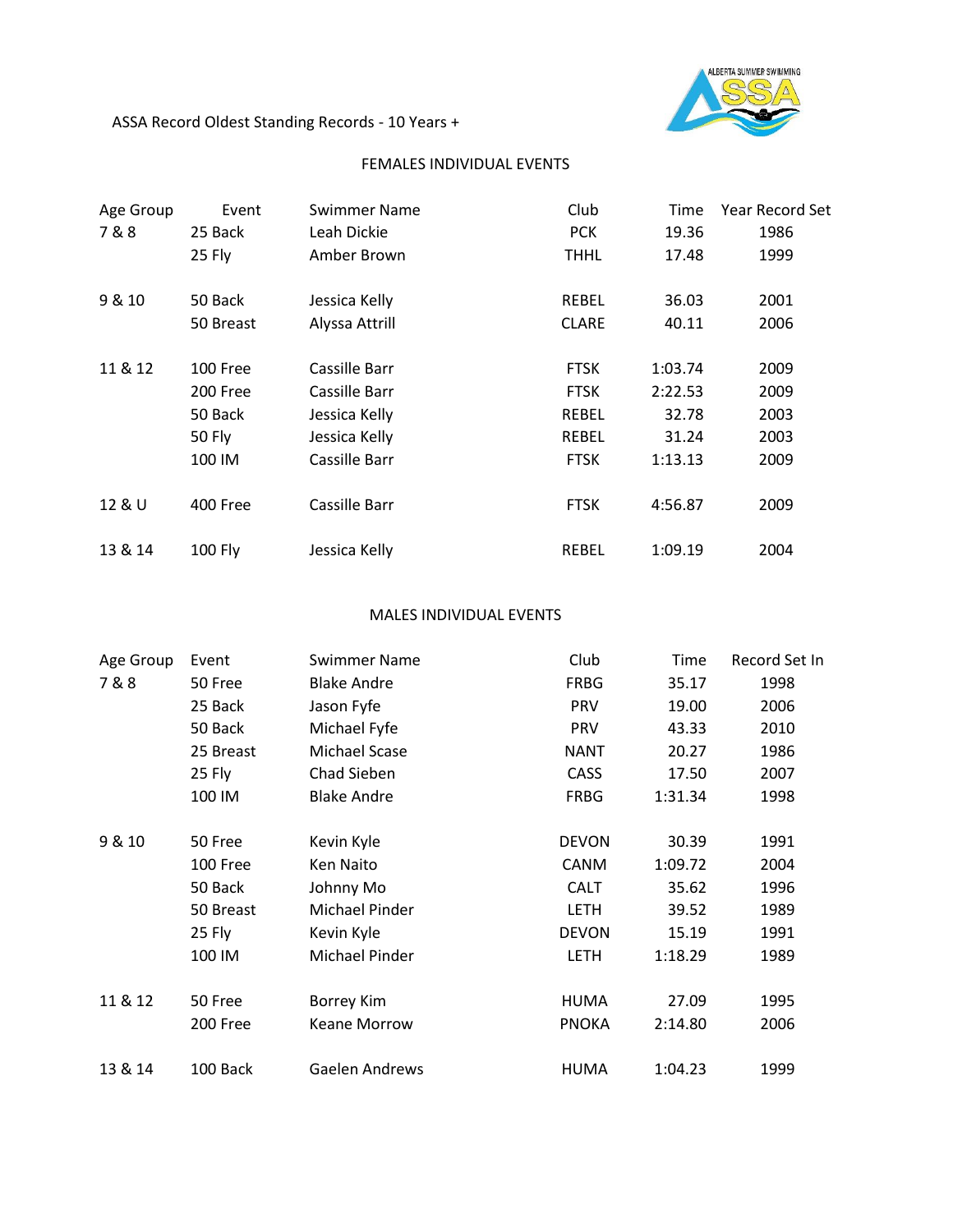ASSA Record Oldest Standing Records - 10 Years +

## FEMALES INDIVIDUAL EVENTS

| Age Group | Event | Swimmer Name | Club | Time | Year Record Set |
|---|---|---|---|---|---|
| 7 & 8 | 25 Back | Leah Dickie | PCK | 19.36 | 1986 |
| | 25 Fly | Amber Brown | THHL | 17.48 | 1999 |
| 9 & 10 | 50 Back | Jessica Kelly | REBEL | 36.03 | 2001 |
| | 50 Breast | Alyssa Attrill | CLARE | 40.11 | 2006 |
| 11 & 12 | 100 Free | Cassille Barr | FTSK | 1:03.74 | 2009 |
| | 200 Free | Cassille Barr | FTSK | 2:22.53 | 2009 |
| | 50 Back | Jessica Kelly | REBEL | 32.78 | 2003 |
| | 50 Fly | Jessica Kelly | REBEL | 31.24 | 2003 |
| | 100 IM | Cassille Barr | FTSK | 1:13.13 | 2009 |
| 12 & U | 400 Free | Cassille Barr | FTSK | 4:56.87 | 2009 |
| 13 & 14 | 100 Fly | Jessica Kelly | REBEL | 1:09.19 | 2004 |

## MALES INDIVIDUAL EVENTS

| Age Group | Event | Swimmer Name | Club | Time | Record Set In |
|---|---|---|---|---|---|
| 7 & 8 | 50 Free | Blake Andre | FRBG | 35.17 | 1998 |
| | 25 Back | Jason Fyfe | PRV | 19.00 | 2006 |
| | 50 Back | Michael Fyfe | PRV | 43.33 | 2010 |
| | 25 Breast | Michael Scase | NANT | 20.27 | 1986 |
| | 25 Fly | Chad Sieben | CASS | 17.50 | 2007 |
| | 100 IM | Blake Andre | FRBG | 1:31.34 | 1998 |
| 9 & 10 | 50 Free | Kevin Kyle | DEVON | 30.39 | 1991 |
| | 100 Free | Ken Naito | CANM | 1:09.72 | 2004 |
| | 50 Back | Johnny Mo | CALT | 35.62 | 1996 |
| | 50 Breast | Michael Pinder | LETH | 39.52 | 1989 |
| | 25 Fly | Kevin Kyle | DEVON | 15.19 | 1991 |
| | 100 IM | Michael Pinder | LETH | 1:18.29 | 1989 |
| 11 & 12 | 50 Free | Borrey Kim | HUMA | 27.09 | 1995 |
| | 200 Free | Keane Morrow | PNOKA | 2:14.80 | 2006 |
| 13 & 14 | 100 Back | Gaelen Andrews | HUMA | 1:04.23 | 1999 |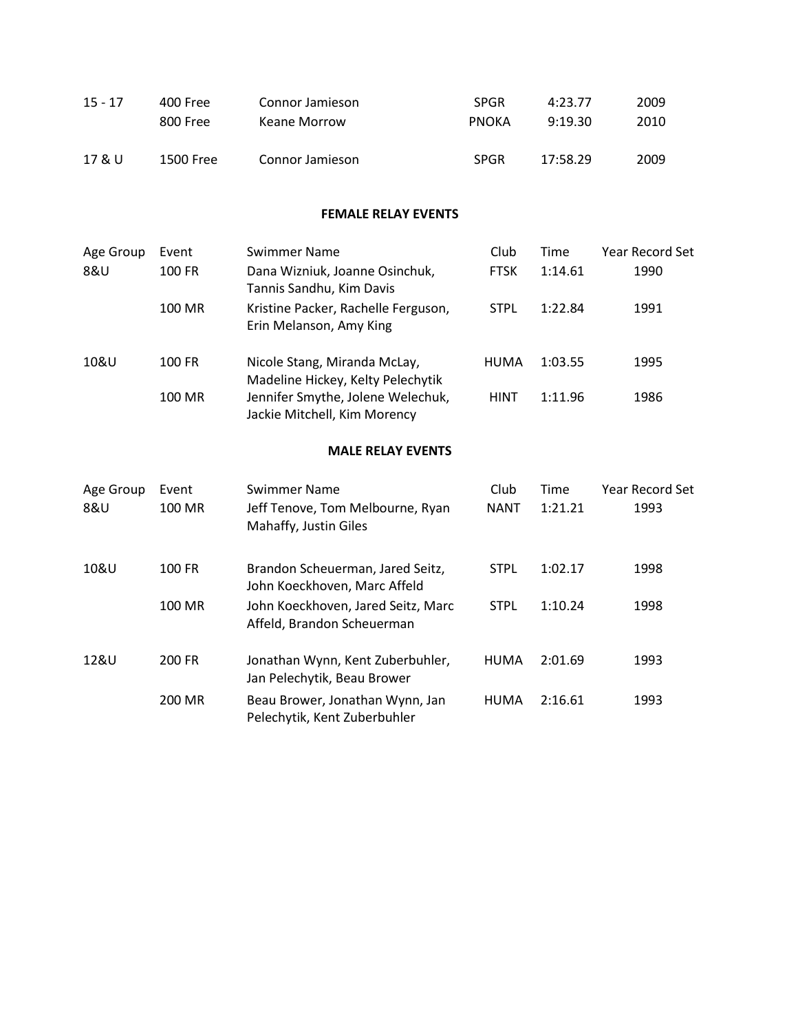| | | | | | |
|---|---|---|---|---|---|
| 15 - 17 | 400 Free | Connor Jamieson | SPGR | 4:23.77 | 2009 |
| | 800 Free | Keane Morrow | PNOKA | 9:19.30 | 2010 |
| 17 & U | 1500 Free | Connor Jamieson | SPGR | 17:58.29 | 2009 |

**FEMALE RELAY EVENTS**

| Age Group | Event | Swimmer Name | Club | Time | Year Record Set |
|---|---|---|---|---|---|
| 8&U | 100 FR | Dana Wizniuk, Joanne Osinchuk, Tannis Sandhu, Kim Davis | FTSK | 1:14.61 | 1990 |
| | 100 MR | Kristine Packer, Rachelle Ferguson, Erin Melanson, Amy King | STPL | 1:22.84 | 1991 |
| 10&U | 100 FR | Nicole Stang, Miranda McLay, Madeline Hickey, Kelty Pelechytik | HUMA | 1:03.55 | 1995 |
| | 100 MR | Jennifer Smythe, Jolene Welechuk, Jackie Mitchell, Kim Morency | HINT | 1:11.96 | 1986 |

**MALE RELAY EVENTS**

| Age Group | Event | Swimmer Name | Club | Time | Year Record Set |
|---|---|---|---|---|---|
| 8&U | 100 MR | Jeff Tenove, Tom Melbourne, Ryan Mahaffy, Justin Giles | NANT | 1:21.21 | 1993 |
| 10&U | 100 FR | Brandon Scheuerman, Jared Seitz, John Koeckhoven, Marc Affeld | STPL | 1:02.17 | 1998 |
| | 100 MR | John Koeckhoven, Jared Seitz, Marc Affeld, Brandon Scheuerman | STPL | 1:10.24 | 1998 |
| 12&U | 200 FR | Jonathan Wynn, Kent Zuberbuhler, Jan Pelechytik, Beau Brower | HUMA | 2:01.69 | 1993 |
| | 200 MR | Beau Brower, Jonathan Wynn, Jan Pelechytik, Kent Zuberbuhler | HUMA | 2:16.61 | 1993 |